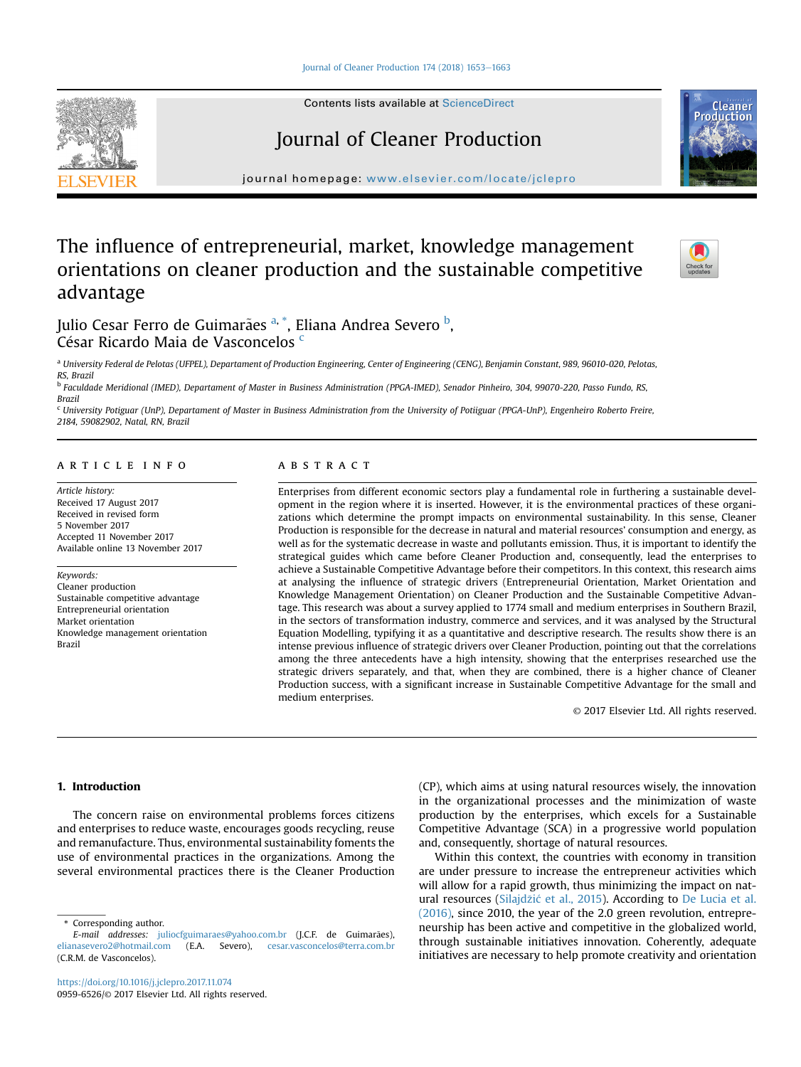# The influence of entrepreneurial, market, knowledge management orientations on cleaner production and the sustainable competitive advantage

Julio Cesar Ferro de Guimarães [a], *, Eliana Andrea Severo [b], César Ricardo Maia de Vasconcelos [c]

[a] University Federal de Pelotas (UFPEL), Departament of Production Engineering, Center of Engineering (CENG), Benjamin Constant, 989, 96010-020, Pelotas, RS, Brazil

[b] Faculdade Meridional (IMED), Departament of Master in Business Administration (PPGA-IMED), Senador Pinheiro, 304, 99070-220, Passo Fundo, RS, Brazil

[c] University Potiguar (UnP), Departament of Master in Business Administration from the University of Potiiguar (PPGA-UnP), Engenheiro Roberto Freire, 2184, 59082902, Natal, RN, Brazil

## ARTICLE INFO

*Article history:*
Received 17 August 2017
Received in revised form 5 November 2017
Accepted 11 November 2017
Available online 13 November 2017

*Keywords:*
Cleaner production
Sustainable competitive advantage
Entrepreneurial orientation
Market orientation
Knowledge management orientation
Brazil

## ABSTRACT

Enterprises from different economic sectors play a fundamental role in furthering a sustainable development in the region where it is inserted. However, it is the environmental practices of these organizations which determine the prompt impacts on environmental sustainability. In this sense, Cleaner Production is responsible for the decrease in natural and material resources' consumption and energy, as well as for the systematic decrease in waste and pollutants emission. Thus, it is important to identify the strategical guides which came before Cleaner Production and, consequently, lead the enterprises to achieve a Sustainable Competitive Advantage before their competitors. In this context, this research aims at analysing the influence of strategic drivers (Entrepreneurial Orientation, Market Orientation and Knowledge Management Orientation) on Cleaner Production and the Sustainable Competitive Advantage. This research was about a survey applied to 1774 small and medium enterprises in Southern Brazil, in the sectors of transformation industry, commerce and services, and it was analysed by the Structural Equation Modelling, typifying it as a quantitative and descriptive research. The results show there is an intense previous influence of strategic drivers over Cleaner Production, pointing out that the correlations among the three antecedents have a high intensity, showing that the enterprises researched use the strategic drivers separately, and that, when they are combined, there is a higher chance of Cleaner Production success, with a significant increase in Sustainable Competitive Advantage for the small and medium enterprises.

© 2017 Elsevier Ltd. All rights reserved.

## 1. Introduction

The concern raise on environmental problems forces citizens and enterprises to reduce waste, encourages goods recycling, reuse and remanufacture. Thus, environmental sustainability foments the use of environmental practices in the organizations. Among the several environmental practices there is the Cleaner Production (CP), which aims at using natural resources wisely, the innovation in the organizational processes and the minimization of waste production by the enterprises, which excels for a Sustainable Competitive Advantage (SCA) in a progressive world population and, consequently, shortage of natural resources.

Within this context, the countries with economy in transition are under pressure to increase the entrepreneur activities which will allow for a rapid growth, thus minimizing the impact on natural resources (Silajdžić et al., 2015). According to De Lucia et al. (2016), since 2010, the year of the 2.0 green revolution, entrepreneurship has been active and competitive in the globalized world, through sustainable initiatives innovation. Coherently, adequate initiatives are necessary to help promote creativity and orientation

* Corresponding author.
*E-mail addresses:* juliocfguimaraes@yahoo.com.br (J.C.F. de Guimarães), elianasevero2@hotmail.com (E.A. Severo), cesar.vasconcelos@terra.com.br (C.R.M. de Vasconcelos).

https://doi.org/10.1016/j.jclepro.2017.11.074
0959-6526/© 2017 Elsevier Ltd. All rights reserved.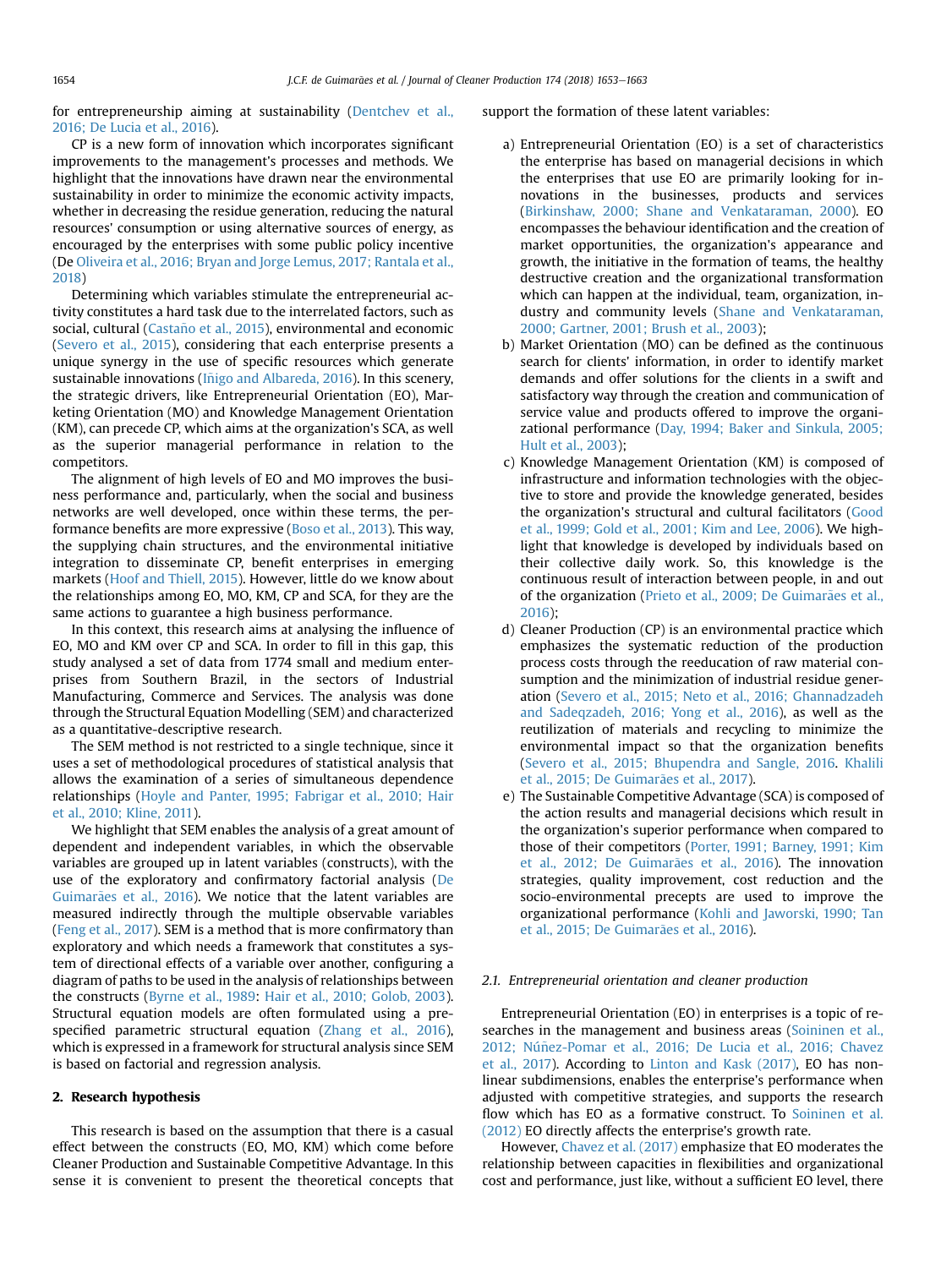for entrepreneurship aiming at sustainability (Dentchev et al., 2016; De Lucia et al., 2016).

CP is a new form of innovation which incorporates significant improvements to the management's processes and methods. We highlight that the innovations have drawn near the environmental sustainability in order to minimize the economic activity impacts, whether in decreasing the residue generation, reducing the natural resources' consumption or using alternative sources of energy, as encouraged by the enterprises with some public policy incentive (De Oliveira et al., 2016; Bryan and Jorge Lemus, 2017; Rantala et al., 2018)

Determining which variables stimulate the entrepreneurial activity constitutes a hard task due to the interrelated factors, such as social, cultural (Castaño et al., 2015), environmental and economic (Severo et al., 2015), considering that each enterprise presents a unique synergy in the use of specific resources which generate sustainable innovations (Iñigo and Albareda, 2016). In this scenery, the strategic drivers, like Entrepreneurial Orientation (EO), Marketing Orientation (MO) and Knowledge Management Orientation (KM), can precede CP, which aims at the organization's SCA, as well as the superior managerial performance in relation to the competitors.

The alignment of high levels of EO and MO improves the business performance and, particularly, when the social and business networks are well developed, once within these terms, the performance benefits are more expressive (Boso et al., 2013). This way, the supplying chain structures, and the environmental initiative integration to disseminate CP, benefit enterprises in emerging markets (Hoof and Thiell, 2015). However, little do we know about the relationships among EO, MO, KM, CP and SCA, for they are the same actions to guarantee a high business performance.

In this context, this research aims at analysing the influence of EO, MO and KM over CP and SCA. In order to fill in this gap, this study analysed a set of data from 1774 small and medium enterprises from Southern Brazil, in the sectors of Industrial Manufacturing, Commerce and Services. The analysis was done through the Structural Equation Modelling (SEM) and characterized as a quantitative-descriptive research.

The SEM method is not restricted to a single technique, since it uses a set of methodological procedures of statistical analysis that allows the examination of a series of simultaneous dependence relationships (Hoyle and Panter, 1995; Fabrigar et al., 2010; Hair et al., 2010; Kline, 2011).

We highlight that SEM enables the analysis of a great amount of dependent and independent variables, in which the observable variables are grouped up in latent variables (constructs), with the use of the exploratory and confirmatory factorial analysis (De Guimarães et al., 2016). We notice that the latent variables are measured indirectly through the multiple observable variables (Feng et al., 2017). SEM is a method that is more confirmatory than exploratory and which needs a framework that constitutes a system of directional effects of a variable over another, configuring a diagram of paths to be used in the analysis of relationships between the constructs (Byrne et al., 1989: Hair et al., 2010; Golob, 2003). Structural equation models are often formulated using a prespecified parametric structural equation (Zhang et al., 2016), which is expressed in a framework for structural analysis since SEM is based on factorial and regression analysis.

## 2. Research hypothesis

This research is based on the assumption that there is a casual effect between the constructs (EO, MO, KM) which come before Cleaner Production and Sustainable Competitive Advantage. In this sense it is convenient to present the theoretical concepts that support the formation of these latent variables:

a) Entrepreneurial Orientation (EO) is a set of characteristics the enterprise has based on managerial decisions in which the enterprises that use EO are primarily looking for innovations in the businesses, products and services (Birkinshaw, 2000; Shane and Venkataraman, 2000). EO encompasses the behaviour identification and the creation of market opportunities, the organization's appearance and growth, the initiative in the formation of teams, the healthy destructive creation and the organizational transformation which can happen at the individual, team, organization, industry and community levels (Shane and Venkataraman, 2000; Gartner, 2001; Brush et al., 2003);
b) Market Orientation (MO) can be defined as the continuous search for clients' information, in order to identify market demands and offer solutions for the clients in a swift and satisfactory way through the creation and communication of service value and products offered to improve the organizational performance (Day, 1994; Baker and Sinkula, 2005; Hult et al., 2003);
c) Knowledge Management Orientation (KM) is composed of infrastructure and information technologies with the objective to store and provide the knowledge generated, besides the organization's structural and cultural facilitators (Good et al., 1999; Gold et al., 2001; Kim and Lee, 2006). We highlight that knowledge is developed by individuals based on their collective daily work. So, this knowledge is the continuous result of interaction between people, in and out of the organization (Prieto et al., 2009; De Guimarães et al., 2016);
d) Cleaner Production (CP) is an environmental practice which emphasizes the systematic reduction of the production process costs through the reeducation of raw material consumption and the minimization of industrial residue generation (Severo et al., 2015; Neto et al., 2016; Ghannadzadeh and Sadeqzadeh, 2016; Yong et al., 2016), as well as the reutilization of materials and recycling to minimize the environmental impact so that the organization benefits (Severo et al., 2015; Bhupendra and Sangle, 2016. Khalili et al., 2015; De Guimarães et al., 2017).
e) The Sustainable Competitive Advantage (SCA) is composed of the action results and managerial decisions which result in the organization's superior performance when compared to those of their competitors (Porter, 1991; Barney, 1991; Kim et al., 2012; De Guimarães et al., 2016). The innovation strategies, quality improvement, cost reduction and the socio-environmental precepts are used to improve the organizational performance (Kohli and Jaworski, 1990; Tan et al., 2015; De Guimarães et al., 2016).

### 2.1. Entrepreneurial orientation and cleaner production

Entrepreneurial Orientation (EO) in enterprises is a topic of researches in the management and business areas (Soininen et al., 2012; Núñez-Pomar et al., 2016; De Lucia et al., 2016; Chavez et al., 2017). According to Linton and Kask (2017), EO has nonlinear subdimensions, enables the enterprise's performance when adjusted with competitive strategies, and supports the research flow which has EO as a formative construct. To Soininen et al. (2012) EO directly affects the enterprise's growth rate.

However, Chavez et al. (2017) emphasize that EO moderates the relationship between capacities in flexibilities and organizational cost and performance, just like, without a sufficient EO level, there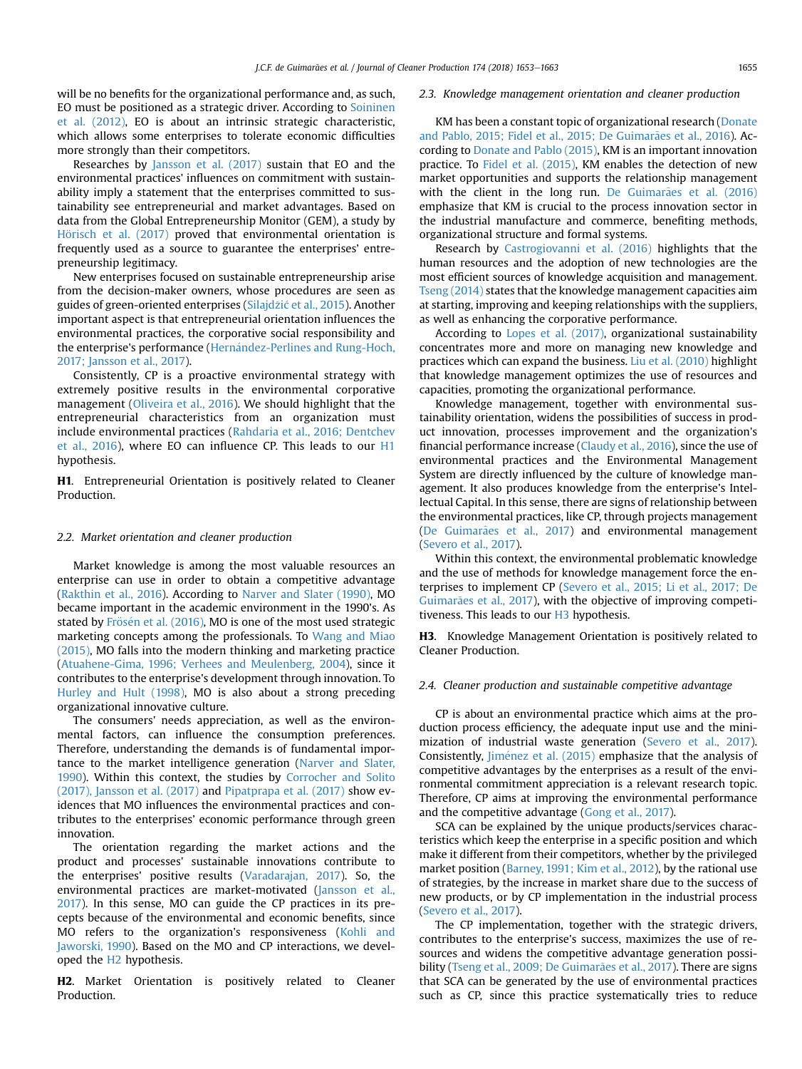will be no benefits for the organizational performance and, as such, EO must be positioned as a strategic driver. According to Soininen et al. (2012), EO is about an intrinsic strategic characteristic, which allows some enterprises to tolerate economic difficulties more strongly than their competitors.

Researches by Jansson et al. (2017) sustain that EO and the environmental practices' influences on commitment with sustainability imply a statement that the enterprises committed to sustainability see entrepreneurial and market advantages. Based on data from the Global Entrepreneurship Monitor (GEM), a study by Hörisch et al. (2017) proved that environmental orientation is frequently used as a source to guarantee the enterprises' entrepreneurship legitimacy.

New enterprises focused on sustainable entrepreneurship arise from the decision-maker owners, whose procedures are seen as guides of green-oriented enterprises (Silajdžić et al., 2015). Another important aspect is that entrepreneurial orientation influences the environmental practices, the corporative social responsibility and the enterprise's performance (Hernández-Perlines and Rung-Hoch, 2017; Jansson et al., 2017).

Consistently, CP is a proactive environmental strategy with extremely positive results in the environmental corporative management (Oliveira et al., 2016). We should highlight that the entrepreneurial characteristics from an organization must include environmental practices (Rahdaria et al., 2016; Dentchev et al., 2016), where EO can influence CP. This leads to our H1 hypothesis.

**H1**. Entrepreneurial Orientation is positively related to Cleaner Production.

### 2.2. Market orientation and cleaner production

Market knowledge is among the most valuable resources an enterprise can use in order to obtain a competitive advantage (Rakthin et al., 2016). According to Narver and Slater (1990), MO became important in the academic environment in the 1990's. As stated by Frösén et al. (2016), MO is one of the most used strategic marketing concepts among the professionals. To Wang and Miao (2015), MO falls into the modern thinking and marketing practice (Atuahene-Gima, 1996; Verhees and Meulenberg, 2004), since it contributes to the enterprise's development through innovation. To Hurley and Hult (1998), MO is also about a strong preceding organizational innovative culture.

The consumers' needs appreciation, as well as the environmental factors, can influence the consumption preferences. Therefore, understanding the demands is of fundamental importance to the market intelligence generation (Narver and Slater, 1990). Within this context, the studies by Corrocher and Solito (2017), Jansson et al. (2017) and Pipatprapa et al. (2017) show evidences that MO influences the environmental practices and contributes to the enterprises' economic performance through green innovation.

The orientation regarding the market actions and the product and processes' sustainable innovations contribute to the enterprises' positive results (Varadarajan, 2017). So, the environmental practices are market-motivated (Jansson et al., 2017). In this sense, MO can guide the CP practices in its precepts because of the environmental and economic benefits, since MO refers to the organization's responsiveness (Kohli and Jaworski, 1990). Based on the MO and CP interactions, we developed the H2 hypothesis.

**H2**. Market Orientation is positively related to Cleaner Production.

### 2.3. Knowledge management orientation and cleaner production

KM has been a constant topic of organizational research (Donate and Pablo, 2015; Fidel et al., 2015; De Guimarães et al., 2016). According to Donate and Pablo (2015), KM is an important innovation practice. To Fidel et al. (2015), KM enables the detection of new market opportunities and supports the relationship management with the client in the long run. De Guimarães et al. (2016) emphasize that KM is crucial to the process innovation sector in the industrial manufacture and commerce, benefiting methods, organizational structure and formal systems.

Research by Castrogiovanni et al. (2016) highlights that the human resources and the adoption of new technologies are the most efficient sources of knowledge acquisition and management. Tseng (2014) states that the knowledge management capacities aim at starting, improving and keeping relationships with the suppliers, as well as enhancing the corporative performance.

According to Lopes et al. (2017), organizational sustainability concentrates more and more on managing new knowledge and practices which can expand the business. Liu et al. (2010) highlight that knowledge management optimizes the use of resources and capacities, promoting the organizational performance.

Knowledge management, together with environmental sustainability orientation, widens the possibilities of success in product innovation, processes improvement and the organization's financial performance increase (Claudy et al., 2016), since the use of environmental practices and the Environmental Management System are directly influenced by the culture of knowledge management. It also produces knowledge from the enterprise's Intellectual Capital. In this sense, there are signs of relationship between the environmental practices, like CP, through projects management (De Guimarães et al., 2017) and environmental management (Severo et al., 2017).

Within this context, the environmental problematic knowledge and the use of methods for knowledge management force the enterprises to implement CP (Severo et al., 2015; Li et al., 2017; De Guimarães et al., 2017), with the objective of improving competitiveness. This leads to our H3 hypothesis.

**H3**. Knowledge Management Orientation is positively related to Cleaner Production.

### 2.4. Cleaner production and sustainable competitive advantage

CP is about an environmental practice which aims at the production process efficiency, the adequate input use and the minimization of industrial waste generation (Severo et al., 2017). Consistently, Jiménez et al. (2015) emphasize that the analysis of competitive advantages by the enterprises as a result of the environmental commitment appreciation is a relevant research topic. Therefore, CP aims at improving the environmental performance and the competitive advantage (Gong et al., 2017).

SCA can be explained by the unique products/services characteristics which keep the enterprise in a specific position and which make it different from their competitors, whether by the privileged market position (Barney, 1991; Kim et al., 2012), by the rational use of strategies, by the increase in market share due to the success of new products, or by CP implementation in the industrial process (Severo et al., 2017).

The CP implementation, together with the strategic drivers, contributes to the enterprise's success, maximizes the use of resources and widens the competitive advantage generation possibility (Tseng et al., 2009; De Guimarães et al., 2017). There are signs that SCA can be generated by the use of environmental practices such as CP, since this practice systematically tries to reduce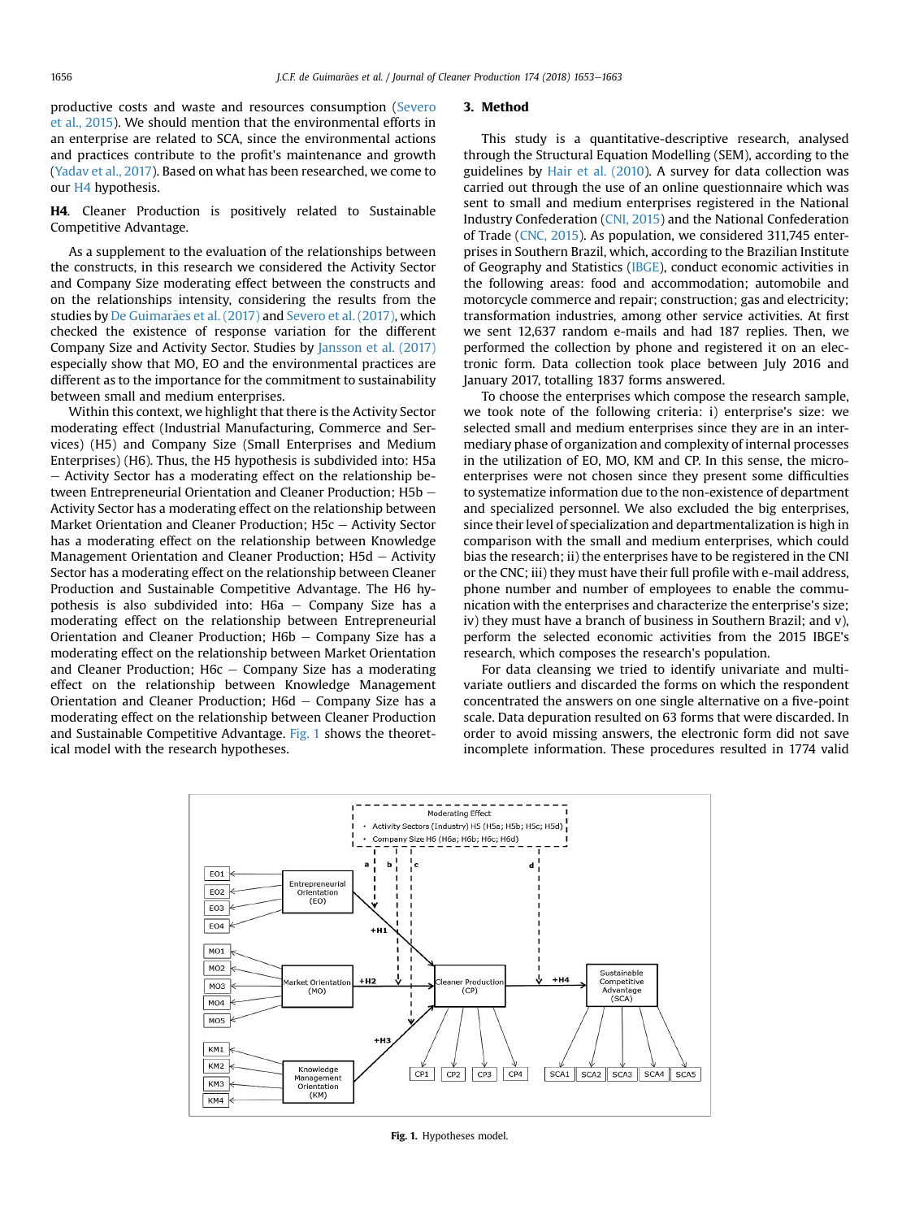productive costs and waste and resources consumption (Severo et al., 2015). We should mention that the environmental efforts in an enterprise are related to SCA, since the environmental actions and practices contribute to the profit's maintenance and growth (Yadav et al., 2017). Based on what has been researched, we come to our H4 hypothesis.

**H4**. Cleaner Production is positively related to Sustainable Competitive Advantage.

As a supplement to the evaluation of the relationships between the constructs, in this research we considered the Activity Sector and Company Size moderating effect between the constructs and on the relationships intensity, considering the results from the studies by De Guimarães et al. (2017) and Severo et al. (2017), which checked the existence of response variation for the different Company Size and Activity Sector. Studies by Jansson et al. (2017) especially show that MO, EO and the environmental practices are different as to the importance for the commitment to sustainability between small and medium enterprises.

Within this context, we highlight that there is the Activity Sector moderating effect (Industrial Manufacturing, Commerce and Services) (H5) and Company Size (Small Enterprises and Medium Enterprises) (H6). Thus, the H5 hypothesis is subdivided into: H5a – Activity Sector has a moderating effect on the relationship between Entrepreneurial Orientation and Cleaner Production; H5b – Activity Sector has a moderating effect on the relationship between Market Orientation and Cleaner Production; H5c – Activity Sector has a moderating effect on the relationship between Knowledge Management Orientation and Cleaner Production; H5d – Activity Sector has a moderating effect on the relationship between Cleaner Production and Sustainable Competitive Advantage. The H6 hypothesis is also subdivided into: H6a – Company Size has a moderating effect on the relationship between Entrepreneurial Orientation and Cleaner Production; H6b – Company Size has a moderating effect on the relationship between Market Orientation and Cleaner Production; H6c – Company Size has a moderating effect on the relationship between Knowledge Management Orientation and Cleaner Production; H6d – Company Size has a moderating effect on the relationship between Cleaner Production and Sustainable Competitive Advantage. Fig. 1 shows the theoretical model with the research hypotheses.

## 3. Method

This study is a quantitative-descriptive research, analysed through the Structural Equation Modelling (SEM), according to the guidelines by Hair et al. (2010). A survey for data collection was carried out through the use of an online questionnaire which was sent to small and medium enterprises registered in the National Industry Confederation (CNI, 2015) and the National Confederation of Trade (CNC, 2015). As population, we considered 311,745 enterprises in Southern Brazil, which, according to the Brazilian Institute of Geography and Statistics (IBGE), conduct economic activities in the following areas: food and accommodation; automobile and motorcycle commerce and repair; construction; gas and electricity; transformation industries, among other service activities. At first we sent 12,637 random e-mails and had 187 replies. Then, we performed the collection by phone and registered it on an electronic form. Data collection took place between July 2016 and January 2017, totalling 1837 forms answered.

To choose the enterprises which compose the research sample, we took note of the following criteria: i) enterprise's size: we selected small and medium enterprises since they are in an intermediary phase of organization and complexity of internal processes in the utilization of EO, MO, KM and CP. In this sense, the micro-enterprises were not chosen since they present some difficulties to systematize information due to the non-existence of department and specialized personnel. We also excluded the big enterprises, since their level of specialization and departmentalization is high in comparison with the small and medium enterprises, which could bias the research; ii) the enterprises have to be registered in the CNI or the CNC; iii) they must have their full profile with e-mail address, phone number and number of employees to enable the communication with the enterprises and characterize the enterprise's size; iv) they must have a branch of business in Southern Brazil; and v), perform the selected economic activities from the 2015 IBGE's research, which composes the research's population.

For data cleansing we tried to identify univariate and multivariate outliers and discarded the forms on which the respondent concentrated the answers on one single alternative on a five-point scale. Data depuration resulted on 63 forms that were discarded. In order to avoid missing answers, the electronic form did not save incomplete information. These procedures resulted in 1774 valid

**Fig. 1.** Hypotheses model.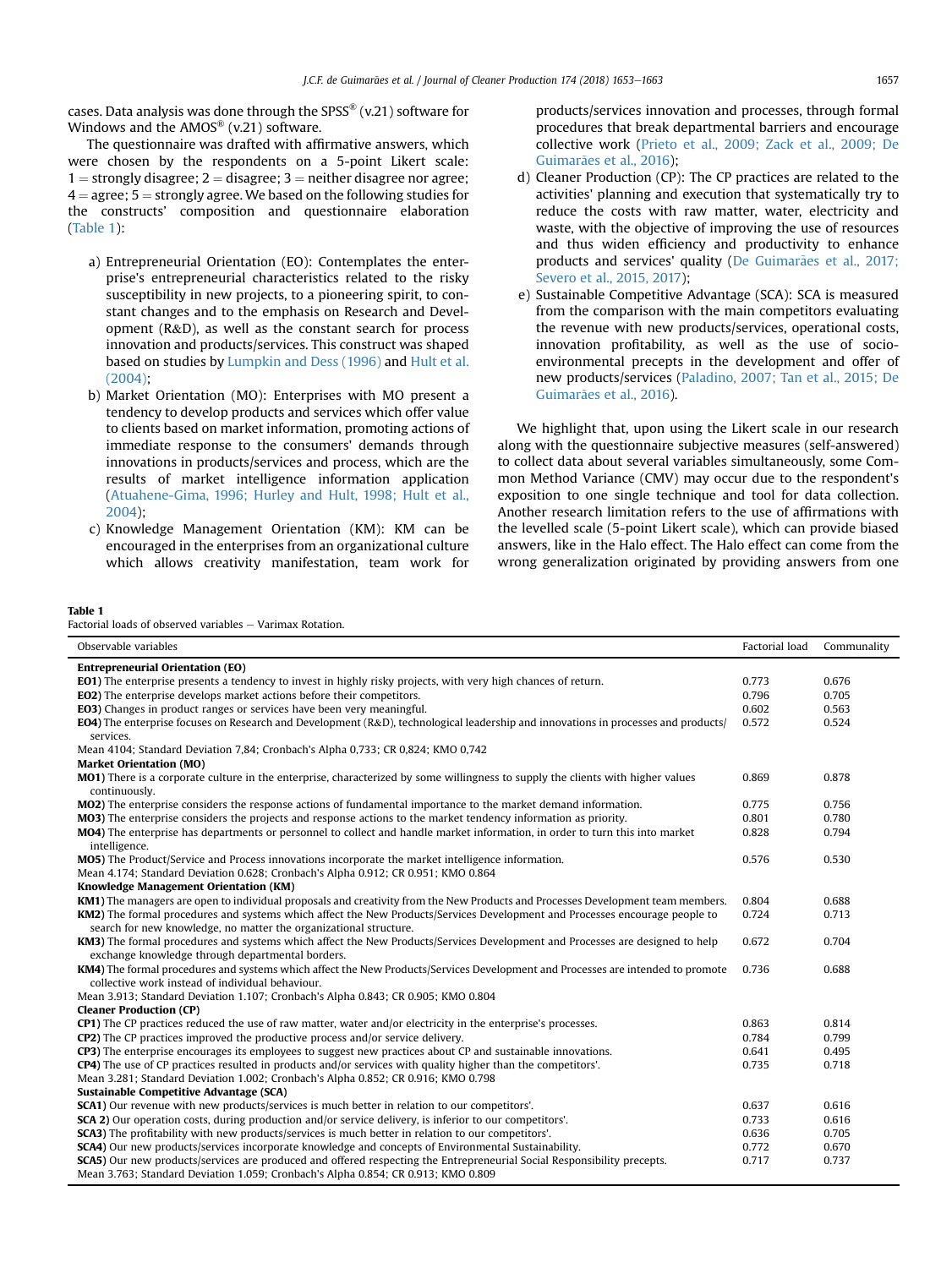cases. Data analysis was done through the SPSS® (v.21) software for Windows and the AMOS® (v.21) software.

The questionnaire was drafted with affirmative answers, which were chosen by the respondents on a 5-point Likert scale: 1 = strongly disagree; 2 = disagree; 3 = neither disagree nor agree; 4 = agree; 5 = strongly agree. We based on the following studies for the constructs' composition and questionnaire elaboration (Table 1):

a) Entrepreneurial Orientation (EO): Contemplates the enterprise's entrepreneurial characteristics related to the risky susceptibility in new projects, to a pioneering spirit, to constant changes and to the emphasis on Research and Development (R&D), as well as the constant search for process innovation and products/services. This construct was shaped based on studies by Lumpkin and Dess (1996) and Hult et al. (2004);
b) Market Orientation (MO): Enterprises with MO present a tendency to develop products and services which offer value to clients based on market information, promoting actions of immediate response to the consumers' demands through innovations in products/services and process, which are the results of market intelligence information application (Atuahene-Gima, 1996; Hurley and Hult, 1998; Hult et al., 2004);
c) Knowledge Management Orientation (KM): KM can be encouraged in the enterprises from an organizational culture which allows creativity manifestation, team work for products/services innovation and processes, through formal procedures that break departmental barriers and encourage collective work (Prieto et al., 2009; Zack et al., 2009; De Guimarães et al., 2016);
d) Cleaner Production (CP): The CP practices are related to the activities' planning and execution that systematically try to reduce the costs with raw matter, water, electricity and waste, with the objective of improving the use of resources and thus widen efficiency and productivity to enhance products and services' quality (De Guimarães et al., 2017; Severo et al., 2015, 2017);
e) Sustainable Competitive Advantage (SCA): SCA is measured from the comparison with the main competitors evaluating the revenue with new products/services, operational costs, innovation profitability, as well as the use of socio-environmental precepts in the development and offer of new products/services (Paladino, 2007; Tan et al., 2015; De Guimarães et al., 2016).

We highlight that, upon using the Likert scale in our research along with the questionnaire subjective measures (self-answered) to collect data about several variables simultaneously, some Common Method Variance (CMV) may occur due to the respondent's exposition to one single technique and tool for data collection. Another research limitation refers to the use of affirmations with the levelled scale (5-point Likert scale), which can provide biased answers, like in the Halo effect. The Halo effect can come from the wrong generalization originated by providing answers from one

**Table 1**
Factorial loads of observed variables − Varimax Rotation.

| Observable variables | Factorial load | Communality |
|---|---|---|
| **Entrepreneurial Orientation (EO)** | | |
| **EO1)** The enterprise presents a tendency to invest in highly risky projects, with very high chances of return. | 0.773 | 0.676 |
| **EO2)** The enterprise develops market actions before their competitors. | 0.796 | 0.705 |
| **EO3)** Changes in product ranges or services have been very meaningful. | 0.602 | 0.563 |
| **EO4)** The enterprise focuses on Research and Development (R&D), technological leadership and innovations in processes and products/services. | 0.572 | 0.524 |
| Mean 4104; Standard Deviation 7,84; Cronbach's Alpha 0,733; CR 0,824; KMO 0,742 | | |
| **Market Orientation (MO)** | | |
| **MO1)** There is a corporate culture in the enterprise, characterized by some willingness to supply the clients with higher values continuously. | 0.869 | 0.878 |
| **MO2)** The enterprise considers the response actions of fundamental importance to the market demand information. | 0.775 | 0.756 |
| **MO3)** The enterprise considers the projects and response actions to the market tendency information as priority. | 0.801 | 0.780 |
| **MO4)** The enterprise has departments or personnel to collect and handle market information, in order to turn this into market intelligence. | 0.828 | 0.794 |
| **MO5)** The Product/Service and Process innovations incorporate the market intelligence information. | 0.576 | 0.530 |
| Mean 4.174; Standard Deviation 0.628; Cronbach's Alpha 0.912; CR 0.951; KMO 0.864 | | |
| **Knowledge Management Orientation (KM)** | | |
| **KM1)** The managers are open to individual proposals and creativity from the New Products and Processes Development team members. | 0.804 | 0.688 |
| **KM2)** The formal procedures and systems which affect the New Products/Services Development and Processes encourage people to search for new knowledge, no matter the organizational structure. | 0.724 | 0.713 |
| **KM3)** The formal procedures and systems which affect the New Products/Services Development and Processes are designed to help exchange knowledge through departmental borders. | 0.672 | 0.704 |
| **KM4)** The formal procedures and systems which affect the New Products/Services Development and Processes are intended to promote collective work instead of individual behaviour. | 0.736 | 0.688 |
| Mean 3.913; Standard Deviation 1.107; Cronbach's Alpha 0.843; CR 0.905; KMO 0.804 | | |
| **Cleaner Production (CP)** | | |
| **CP1)** The CP practices reduced the use of raw matter, water and/or electricity in the enterprise's processes. | 0.863 | 0.814 |
| **CP2)** The CP practices improved the productive process and/or service delivery. | 0.784 | 0.799 |
| **CP3)** The enterprise encourages its employees to suggest new practices about CP and sustainable innovations. | 0.641 | 0.495 |
| **CP4)** The use of CP practices resulted in products and/or services with quality higher than the competitors'. | 0.735 | 0.718 |
| Mean 3.281; Standard Deviation 1.002; Cronbach's Alpha 0.852; CR 0.916; KMO 0.798 | | |
| **Sustainable Competitive Advantage (SCA)** | | |
| **SCA1)** Our revenue with new products/services is much better in relation to our competitors'. | 0.637 | 0.616 |
| **SCA 2)** Our operation costs, during production and/or service delivery, is inferior to our competitors'. | 0.733 | 0.616 |
| **SCA3)** The profitability with new products/services is much better in relation to our competitors'. | 0.636 | 0.705 |
| **SCA4)** Our new products/services incorporate knowledge and concepts of Environmental Sustainability. | 0.772 | 0.670 |
| **SCA5)** Our new products/services are produced and offered respecting the Entrepreneurial Social Responsibility precepts. | 0.717 | 0.737 |
| Mean 3.763; Standard Deviation 1.059; Cronbach's Alpha 0.854; CR 0.913; KMO 0.809 | | |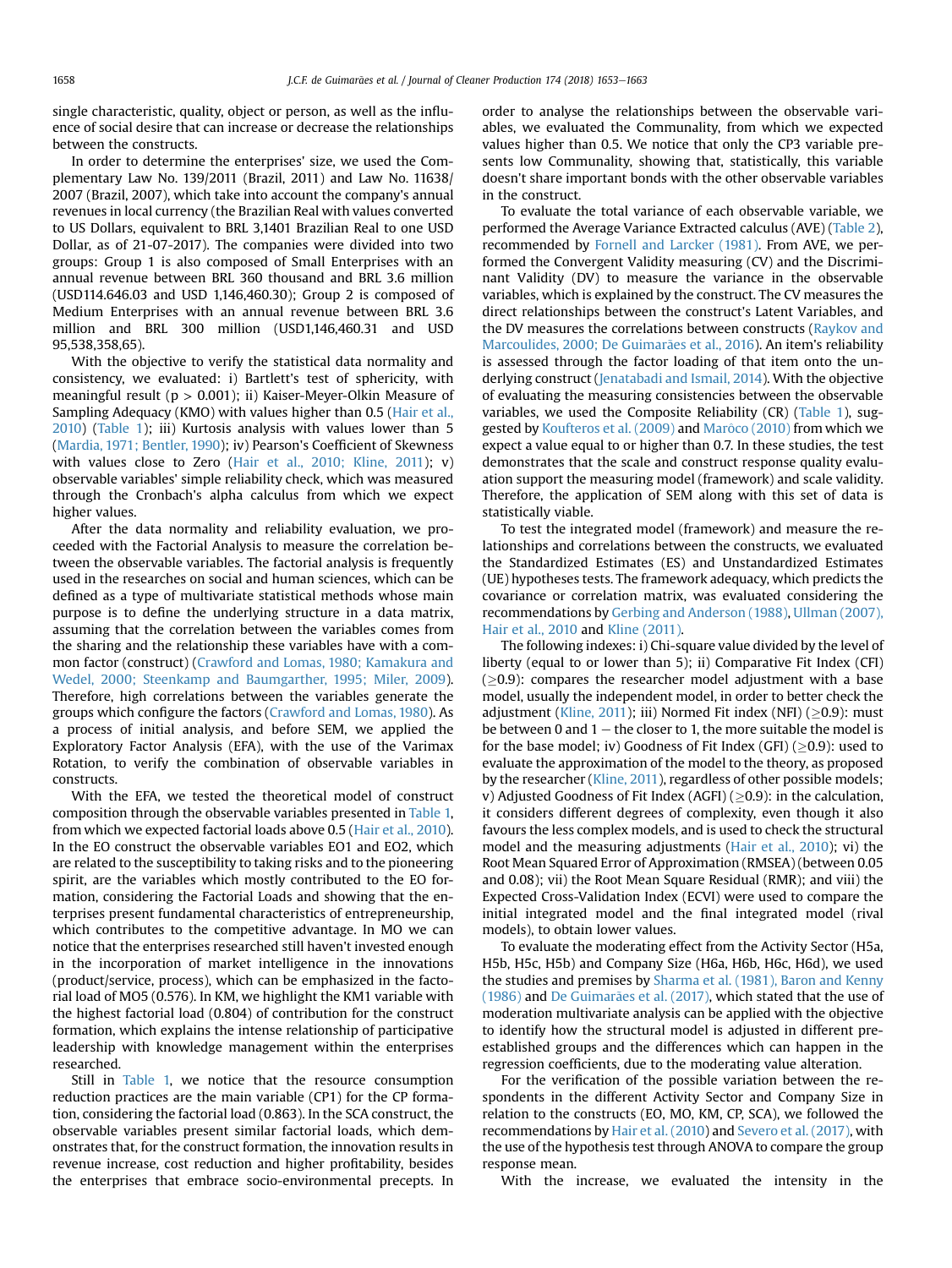single characteristic, quality, object or person, as well as the influence of social desire that can increase or decrease the relationships between the constructs.

In order to determine the enterprises' size, we used the Complementary Law No. 139/2011 (Brazil, 2011) and Law No. 11638/2007 (Brazil, 2007), which take into account the company's annual revenues in local currency (the Brazilian Real with values converted to US Dollars, equivalent to BRL 3,1401 Brazilian Real to one USD Dollar, as of 21-07-2017). The companies were divided into two groups: Group 1 is also composed of Small Enterprises with an annual revenue between BRL 360 thousand and BRL 3.6 million (USD114.646.03 and USD 1,146,460.30); Group 2 is composed of Medium Enterprises with an annual revenue between BRL 3.6 million and BRL 300 million (USD1,146,460.31 and USD 95,538,358,65).

With the objective to verify the statistical data normality and consistency, we evaluated: i) Bartlett's test of sphericity, with meaningful result ($p > 0.001$); ii) Kaiser-Meyer-Olkin Measure of Sampling Adequacy (KMO) with values higher than 0.5 (Hair et al., 2010) (Table 1); iii) Kurtosis analysis with values lower than 5 (Mardia, 1971; Bentler, 1990); iv) Pearson's Coefficient of Skewness with values close to Zero (Hair et al., 2010; Kline, 2011); v) observable variables' simple reliability check, which was measured through the Cronbach's alpha calculus from which we expect higher values.

After the data normality and reliability evaluation, we proceeded with the Factorial Analysis to measure the correlation between the observable variables. The factorial analysis is frequently used in the researches on social and human sciences, which can be defined as a type of multivariate statistical methods whose main purpose is to define the underlying structure in a data matrix, assuming that the correlation between the variables comes from the sharing and the relationship these variables have with a common factor (construct) (Crawford and Lomas, 1980; Kamakura and Wedel, 2000; Steenkamp and Baumgarther, 1995; Miler, 2009). Therefore, high correlations between the variables generate the groups which configure the factors (Crawford and Lomas, 1980). As a process of initial analysis, and before SEM, we applied the Exploratory Factor Analysis (EFA), with the use of the Varimax Rotation, to verify the combination of observable variables in constructs.

With the EFA, we tested the theoretical model of construct composition through the observable variables presented in Table 1, from which we expected factorial loads above 0.5 (Hair et al., 2010). In the EO construct the observable variables EO1 and EO2, which are related to the susceptibility to taking risks and to the pioneering spirit, are the variables which mostly contributed to the EO formation, considering the Factorial Loads and showing that the enterprises present fundamental characteristics of entrepreneurship, which contributes to the competitive advantage. In MO we can notice that the enterprises researched still haven't invested enough in the incorporation of market intelligence in the innovations (product/service, process), which can be emphasized in the factorial load of MO5 (0.576). In KM, we highlight the KM1 variable with the highest factorial load (0.804) of contribution for the construct formation, which explains the intense relationship of participative leadership with knowledge management within the enterprises researched.

Still in Table 1, we notice that the resource consumption reduction practices are the main variable (CP1) for the CP formation, considering the factorial load (0.863). In the SCA construct, the observable variables present similar factorial loads, which demonstrates that, for the construct formation, the innovation results in revenue increase, cost reduction and higher profitability, besides the enterprises that embrace socio-environmental precepts. In order to analyse the relationships between the observable variables, we evaluated the Communality, from which we expected values higher than 0.5. We notice that only the CP3 variable presents low Communality, showing that, statistically, this variable doesn't share important bonds with the other observable variables in the construct.

To evaluate the total variance of each observable variable, we performed the Average Variance Extracted calculus (AVE) (Table 2), recommended by Fornell and Larcker (1981). From AVE, we performed the Convergent Validity measuring (CV) and the Discriminant Validity (DV) to measure the variance in the observable variables, which is explained by the construct. The CV measures the direct relationships between the construct's Latent Variables, and the DV measures the correlations between constructs (Raykov and Marcoulides, 2000; De Guimarães et al., 2016). An item's reliability is assessed through the factor loading of that item onto the underlying construct (Jenatabadi and Ismail, 2014). With the objective of evaluating the measuring consistencies between the observable variables, we used the Composite Reliability (CR) (Table 1), suggested by Koufteros et al. (2009) and Marôco (2010) from which we expect a value equal to or higher than 0.7. In these studies, the test demonstrates that the scale and construct response quality evaluation support the measuring model (framework) and scale validity. Therefore, the application of SEM along with this set of data is statistically viable.

To test the integrated model (framework) and measure the relationships and correlations between the constructs, we evaluated the Standardized Estimates (ES) and Unstandardized Estimates (UE) hypotheses tests. The framework adequacy, which predicts the covariance or correlation matrix, was evaluated considering the recommendations by Gerbing and Anderson (1988), Ullman (2007), Hair et al., 2010 and Kline (2011).

The following indexes: i) Chi-square value divided by the level of liberty (equal to or lower than 5); ii) Comparative Fit Index (CFI) ($\geq$0.9): compares the researcher model adjustment with a base model, usually the independent model, in order to better check the adjustment (Kline, 2011); iii) Normed Fit index (NFI) ($\geq$0.9): must be between 0 and 1 − the closer to 1, the more suitable the model is for the base model; iv) Goodness of Fit Index (GFI) ($\geq$0.9): used to evaluate the approximation of the model to the theory, as proposed by the researcher (Kline, 2011), regardless of other possible models; v) Adjusted Goodness of Fit Index (AGFI) ($\geq$0.9): in the calculation, it considers different degrees of complexity, even though it also favours the less complex models, and is used to check the structural model and the measuring adjustments (Hair et al., 2010); vi) the Root Mean Squared Error of Approximation (RMSEA) (between 0.05 and 0.08); vii) the Root Mean Square Residual (RMR); and viii) the Expected Cross-Validation Index (ECVI) were used to compare the initial integrated model and the final integrated model (rival models), to obtain lower values.

To evaluate the moderating effect from the Activity Sector (H5a, H5b, H5c, H5b) and Company Size (H6a, H6b, H6c, H6d), we used the studies and premises by Sharma et al. (1981), Baron and Kenny (1986) and De Guimarães et al. (2017), which stated that the use of moderation multivariate analysis can be applied with the objective to identify how the structural model is adjusted in different preestablished groups and the differences which can happen in the regression coefficients, due to the moderating value alteration.

For the verification of the possible variation between the respondents in the different Activity Sector and Company Size in relation to the constructs (EO, MO, KM, CP, SCA), we followed the recommendations by Hair et al. (2010) and Severo et al. (2017), with the use of the hypothesis test through ANOVA to compare the group response mean.

With the increase, we evaluated the intensity in the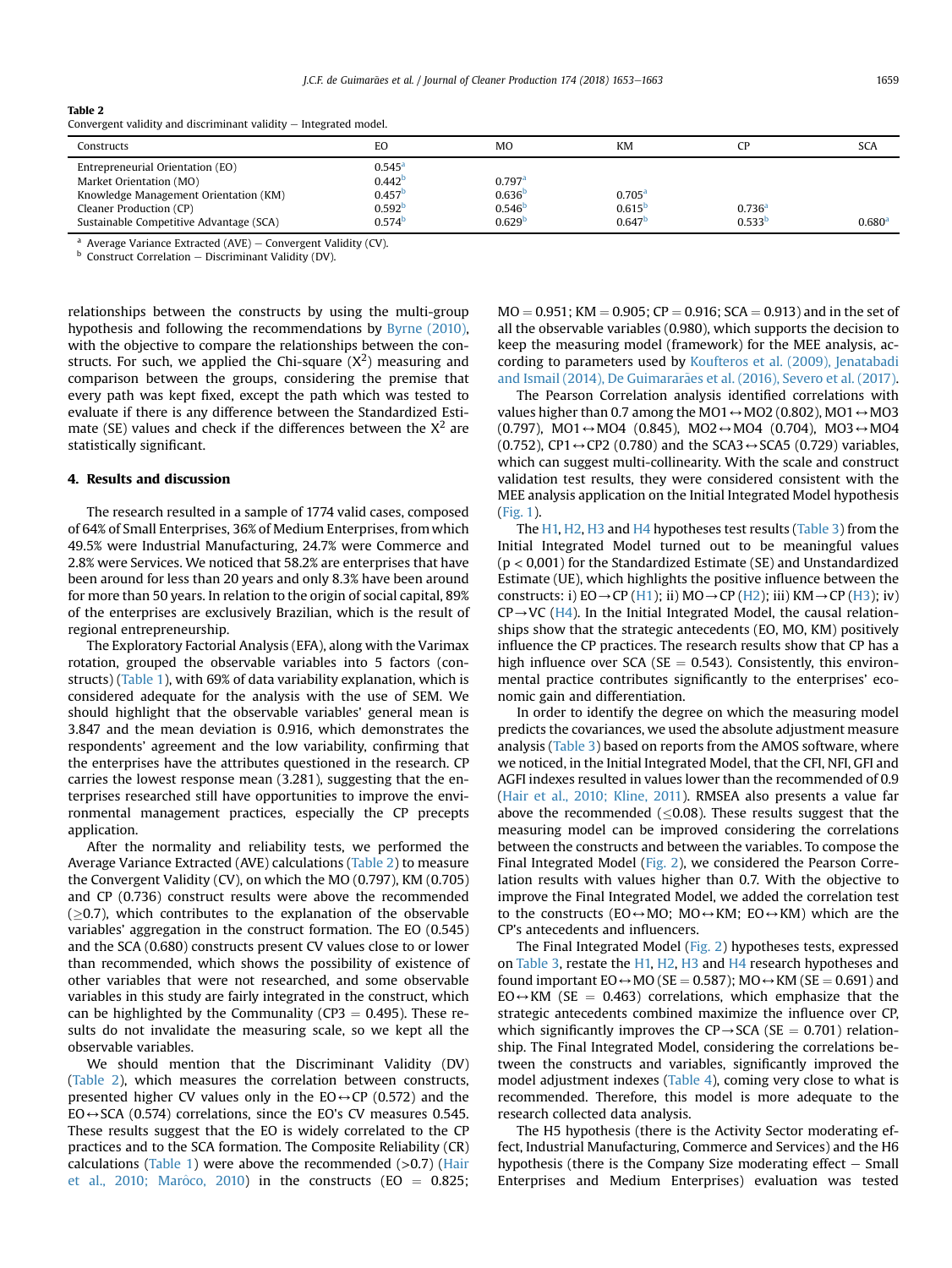**Table 2**
Convergent validity and discriminant validity – Integrated model.

| Constructs | EO | MO | KM | CP | SCA |
|---|---|---|---|---|---|
| Entrepreneurial Orientation (EO) | 0.545[a] | | | | |
| Market Orientation (MO) | 0.442[b] | 0.797[a] | | | |
| Knowledge Management Orientation (KM) | 0.457[b] | 0.636[b] | 0.705[a] | | |
| Cleaner Production (CP) | 0.592[b] | 0.546[b] | 0.615[b] | 0.736[a] | |
| Sustainable Competitive Advantage (SCA) | 0.574[b] | 0.629[b] | 0.647[b] | 0.533[b] | 0.680[a] |

[a] Average Variance Extracted (AVE) – Convergent Validity (CV).
[b] Construct Correlation – Discriminant Validity (DV).

relationships between the constructs by using the multi-group hypothesis and following the recommendations by Byrne (2010), with the objective to compare the relationships between the constructs. For such, we applied the Chi-square ($X^2$) measuring and comparison between the groups, considering the premise that every path was kept fixed, except the path which was tested to evaluate if there is any difference between the Standardized Estimate (SE) values and check if the differences between the $X^2$ are statistically significant.

## 4. Results and discussion

The research resulted in a sample of 1774 valid cases, composed of 64% of Small Enterprises, 36% of Medium Enterprises, from which 49.5% were Industrial Manufacturing, 24.7% were Commerce and 2.8% were Services. We noticed that 58.2% are enterprises that have been around for less than 20 years and only 8.3% have been around for more than 50 years. In relation to the origin of social capital, 89% of the enterprises are exclusively Brazilian, which is the result of regional entrepreneurship.

The Exploratory Factorial Analysis (EFA), along with the Varimax rotation, grouped the observable variables into 5 factors (constructs) (Table 1), with 69% of data variability explanation, which is considered adequate for the analysis with the use of SEM. We should highlight that the observable variables' general mean is 3.847 and the mean deviation is 0.916, which demonstrates the respondents' agreement and the low variability, confirming that the enterprises have the attributes questioned in the research. CP carries the lowest response mean (3.281), suggesting that the enterprises researched still have opportunities to improve the environmental management practices, especially the CP precepts application.

After the normality and reliability tests, we performed the Average Variance Extracted (AVE) calculations (Table 2) to measure the Convergent Validity (CV), on which the MO (0.797), KM (0.705) and CP (0.736) construct results were above the recommended (≥0.7), which contributes to the explanation of the observable variables' aggregation in the construct formation. The EO (0.545) and the SCA (0.680) constructs present CV values close to or lower than recommended, which shows the possibility of existence of other variables that were not researched, and some observable variables in this study are fairly integrated in the construct, which can be highlighted by the Communality (CP3 = 0.495). These results do not invalidate the measuring scale, so we kept all the observable variables.

We should mention that the Discriminant Validity (DV) (Table 2), which measures the correlation between constructs, presented higher CV values only in the EO↔CP (0.572) and the EO↔SCA (0.574) correlations, since the EO's CV measures 0.545. These results suggest that the EO is widely correlated to the CP practices and to the SCA formation. The Composite Reliability (CR) calculations (Table 1) were above the recommended (>0.7) (Hair et al., 2010; Marôco, 2010) in the constructs (EO = 0.825; MO = 0.951; KM = 0.905; CP = 0.916; SCA = 0.913) and in the set of all the observable variables (0.980), which supports the decision to keep the measuring model (framework) for the MEE analysis, according to parameters used by Koufteros et al. (2009), Jenatabadi and Ismail (2014), De Guimararães et al. (2016), Severo et al. (2017).

The Pearson Correlation analysis identified correlations with values higher than 0.7 among the MO1↔MO2 (0.802), MO1↔MO3 (0.797), MO1↔MO4 (0.845), MO2↔MO4 (0.704), MO3↔MO4 (0.752), CP1↔CP2 (0.780) and the SCA3↔SCA5 (0.729) variables, which can suggest multi-collinearity. With the scale and construct validation test results, they were considered consistent with the MEE analysis application on the Initial Integrated Model hypothesis (Fig. 1).

The H1, H2, H3 and H4 hypotheses test results (Table 3) from the Initial Integrated Model turned out to be meaningful values ($p < 0{,}001$) for the Standardized Estimate (SE) and Unstandardized Estimate (UE), which highlights the positive influence between the constructs: i) EO→CP (H1); ii) MO→CP (H2); iii) KM→CP (H3); iv) CP→VC (H4). In the Initial Integrated Model, the causal relationships show that the strategic antecedents (EO, MO, KM) positively influence the CP practices. The research results show that CP has a high influence over SCA (SE = 0.543). Consistently, this environmental practice contributes significantly to the enterprises' economic gain and differentiation.

In order to identify the degree on which the measuring model predicts the covariances, we used the absolute adjustment measure analysis (Table 3) based on reports from the AMOS software, where we noticed, in the Initial Integrated Model, that the CFI, NFI, GFI and AGFI indexes resulted in values lower than the recommended of 0.9 (Hair et al., 2010; Kline, 2011). RMSEA also presents a value far above the recommended (≤0.08). These results suggest that the measuring model can be improved considering the correlations between the constructs and between the variables. To compose the Final Integrated Model (Fig. 2), we considered the Pearson Correlation results with values higher than 0.7. With the objective to improve the Final Integrated Model, we added the correlation test to the constructs (EO↔MO; MO↔KM; EO↔KM) which are the CP's antecedents and influencers.

The Final Integrated Model (Fig. 2) hypotheses tests, expressed on Table 3, restate the H1, H2, H3 and H4 research hypotheses and found important EO↔MO (SE = 0.587); MO↔KM (SE = 0.691) and EO↔KM (SE = 0.463) correlations, which emphasize that the strategic antecedents combined maximize the influence over CP, which significantly improves the CP→SCA (SE = 0.701) relationship. The Final Integrated Model, considering the correlations between the constructs and variables, significantly improved the model adjustment indexes (Table 4), coming very close to what is recommended. Therefore, this model is more adequate to the research collected data analysis.

The H5 hypothesis (there is the Activity Sector moderating effect, Industrial Manufacturing, Commerce and Services) and the H6 hypothesis (there is the Company Size moderating effect – Small Enterprises and Medium Enterprises) evaluation was tested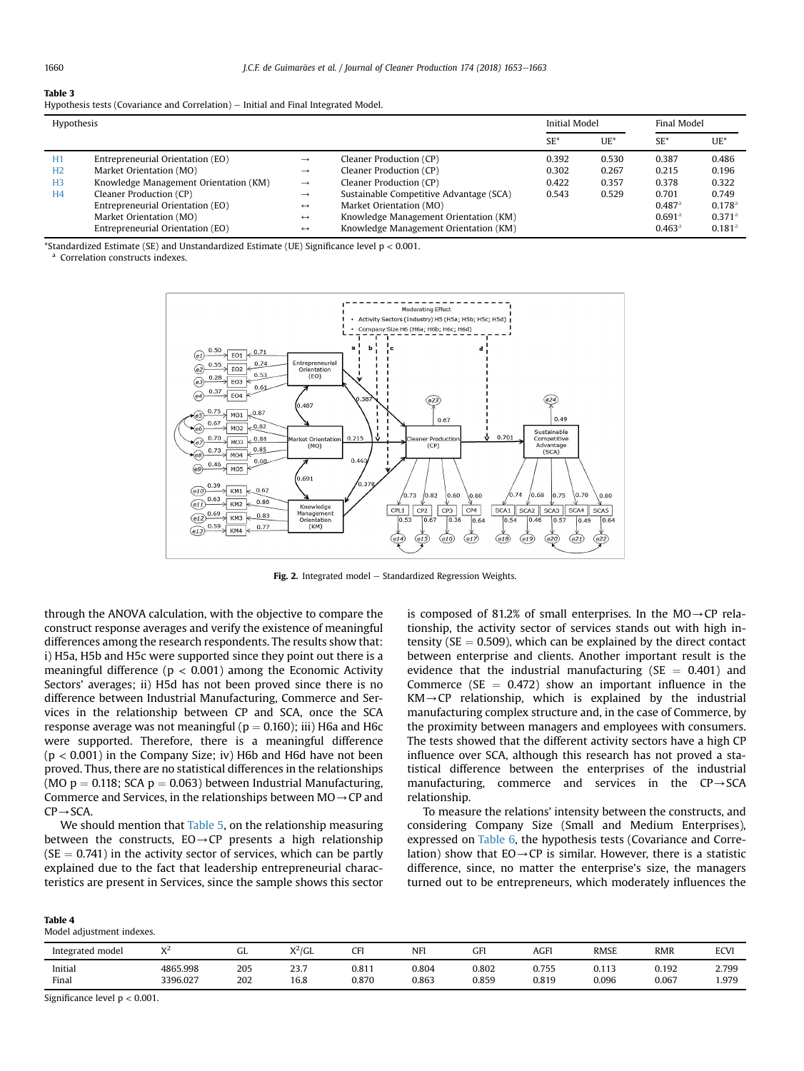**Table 3**
Hypothesis tests (Covariance and Correlation) – Initial and Final Integrated Model.

| Hypothesis | | | | Initial Model | | Final Model | |
|---|---|---|---|---|---|---|---|
| | | | | SE* | UE* | SE* | UE* |
| H1 | Entrepreneurial Orientation (EO) | → | Cleaner Production (CP) | 0.392 | 0.530 | 0.387 | 0.486 |
| H2 | Market Orientation (MO) | → | Cleaner Production (CP) | 0.302 | 0.267 | 0.215 | 0.196 |
| H3 | Knowledge Management Orientation (KM) | → | Cleaner Production (CP) | 0.422 | 0.357 | 0.378 | 0.322 |
| H4 | Cleaner Production (CP) | → | Sustainable Competitive Advantage (SCA) | 0.543 | 0.529 | 0.701 | 0.749 |
| | Entrepreneurial Orientation (EO) | ↔ | Market Orientation (MO) | | | 0.487[a] | 0.178[a] |
| | Market Orientation (MO) | ↔ | Knowledge Management Orientation (KM) | | | 0.691[a] | 0.371[a] |
| | Entrepreneurial Orientation (EO) | ↔ | Knowledge Management Orientation (KM) | | | 0.463[a] | 0.181[a] |

*Standardized Estimate (SE) and Unstandardized Estimate (UE) Significance level $p < 0.001$.
[a] Correlation constructs indexes.

**Fig. 2.** Integrated model – Standardized Regression Weights.

through the ANOVA calculation, with the objective to compare the construct response averages and verify the existence of meaningful differences among the research respondents. The results show that: i) H5a, H5b and H5c were supported since they point out there is a meaningful difference ($p < 0.001$) among the Economic Activity Sectors' averages; ii) H5d has not been proved since there is no difference between Industrial Manufacturing, Commerce and Services in the relationship between CP and SCA, once the SCA response average was not meaningful ($p = 0.160$); iii) H6a and H6c were supported. Therefore, there is a meaningful difference ($p < 0.001$) in the Company Size; iv) H6b and H6d have not been proved. Thus, there are no statistical differences in the relationships (MO $p = 0.118$; SCA $p = 0.063$) between Industrial Manufacturing, Commerce and Services, in the relationships between MO→CP and CP→SCA.

We should mention that Table 5, on the relationship measuring between the constructs, EO→CP presents a high relationship (SE = 0.741) in the activity sector of services, which can be partly explained due to the fact that leadership entrepreneurial characteristics are present in Services, since the sample shows this sector is composed of 81.2% of small enterprises. In the MO→CP relationship, the activity sector of services stands out with high intensity (SE = 0.509), which can be explained by the direct contact between enterprise and clients. Another important result is the evidence that the industrial manufacturing (SE = 0.401) and Commerce (SE = 0.472) show an important influence in the KM→CP relationship, which is explained by the industrial manufacturing complex structure and, in the case of Commerce, by the proximity between managers and employees with consumers. The tests showed that the different activity sectors have a high CP influence over SCA, although this research has not proved a statistical difference between the enterprises of the industrial manufacturing, commerce and services in the CP→SCA relationship.

To measure the relations' intensity between the constructs, and considering Company Size (Small and Medium Enterprises), expressed on Table 6, the hypothesis tests (Covariance and Correlation) show that EO→CP is similar. However, there is a statistic difference, since, no matter the enterprise's size, the managers turned out to be entrepreneurs, which moderately influences the

**Table 4**
Model adjustment indexes.

| Integrated model | $X^2$ | GL | $X^2$/GL | CFI | NFI | GFI | AGFI | RMSE | RMR | ECVI |
|---|---|---|---|---|---|---|---|---|---|---|
| Initial | 4865.998 | 205 | 23.7 | 0.811 | 0.804 | 0.802 | 0.755 | 0.113 | 0.192 | 2.799 |
| Final | 3396.027 | 202 | 16.8 | 0.870 | 0.863 | 0.859 | 0.819 | 0.096 | 0.067 | 1.979 |

Significance level $p < 0.001$.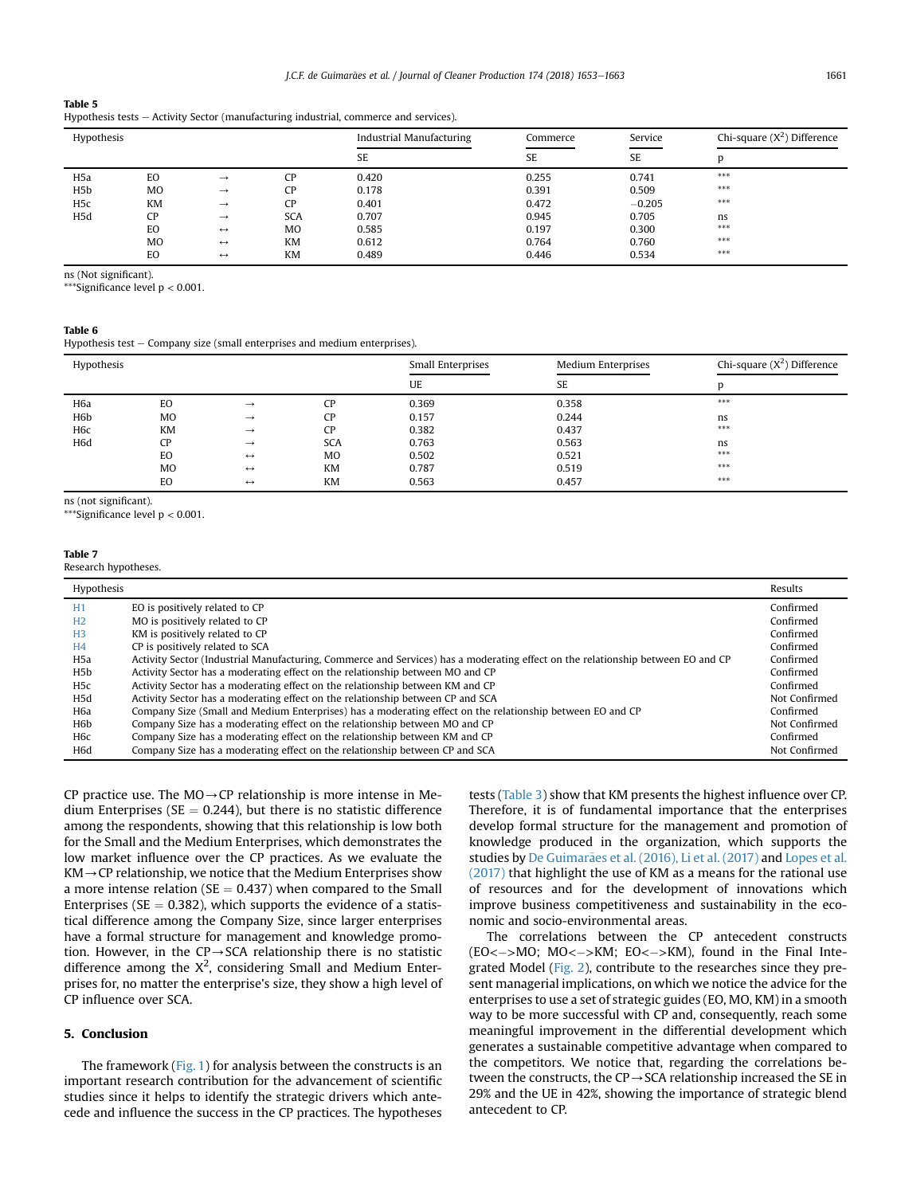**Table 5**
Hypothesis tests – Activity Sector (manufacturing industrial, commerce and services).

| Hypothesis | | | | Industrial Manufacturing | Commerce | Service | Chi-square ($X^2$) Difference |
|---|---|---|---|---|---|---|---|
| | | | | SE | SE | SE | p |
| H5a | EO | → | CP | 0.420 | 0.255 | 0.741 | *** |
| H5b | MO | → | CP | 0.178 | 0.391 | 0.509 | *** |
| H5c | KM | → | CP | 0.401 | 0.472 | −0.205 | *** |
| H5d | CP | → | SCA | 0.707 | 0.945 | 0.705 | ns |
| | EO | ↔ | MO | 0.585 | 0.197 | 0.300 | *** |
| | MO | ↔ | KM | 0.612 | 0.764 | 0.760 | *** |
| | EO | ↔ | KM | 0.489 | 0.446 | 0.534 | *** |

ns (Not significant).
***Significance level $p < 0.001$.

**Table 6**
Hypothesis test – Company size (small enterprises and medium enterprises).

| Hypothesis | | | | Small Enterprises | Medium Enterprises | Chi-square ($X^2$) Difference |
|---|---|---|---|---|---|---|
| | | | | UE | SE | p |
| H6a | EO | → | CP | 0.369 | 0.358 | *** |
| H6b | MO | → | CP | 0.157 | 0.244 | ns |
| H6c | KM | → | CP | 0.382 | 0.437 | *** |
| H6d | CP | → | SCA | 0.763 | 0.563 | ns |
| | EO | ↔ | MO | 0.502 | 0.521 | *** |
| | MO | ↔ | KM | 0.787 | 0.519 | *** |
| | EO | ↔ | KM | 0.563 | 0.457 | *** |

ns (not significant).
***Significance level $p < 0.001$.

**Table 7**
Research hypotheses.

| Hypothesis | | Results |
|---|---|---|
| H1 | EO is positively related to CP | Confirmed |
| H2 | MO is positively related to CP | Confirmed |
| H3 | KM is positively related to CP | Confirmed |
| H4 | CP is positively related to SCA | Confirmed |
| H5a | Activity Sector (Industrial Manufacturing, Commerce and Services) has a moderating effect on the relationship between EO and CP | Confirmed |
| H5b | Activity Sector has a moderating effect on the relationship between MO and CP | Confirmed |
| H5c | Activity Sector has a moderating effect on the relationship between KM and CP | Confirmed |
| H5d | Activity Sector has a moderating effect on the relationship between CP and SCA | Not Confirmed |
| H6a | Company Size (Small and Medium Enterprises) has a moderating effect on the relationship between EO and CP | Confirmed |
| H6b | Company Size has a moderating effect on the relationship between MO and CP | Not Confirmed |
| H6c | Company Size has a moderating effect on the relationship between KM and CP | Confirmed |
| H6d | Company Size has a moderating effect on the relationship between CP and SCA | Not Confirmed |

CP practice use. The MO→CP relationship is more intense in Medium Enterprises (SE = 0.244), but there is no statistic difference among the respondents, showing that this relationship is low both for the Small and the Medium Enterprises, which demonstrates the low market influence over the CP practices. As we evaluate the KM→CP relationship, we notice that the Medium Enterprises show a more intense relation (SE = 0.437) when compared to the Small Enterprises (SE = 0.382), which supports the evidence of a statistical difference among the Company Size, since larger enterprises have a formal structure for management and knowledge promotion. However, in the CP→SCA relationship there is no statistic difference among the $X^2$, considering Small and Medium Enterprises for, no matter the enterprise's size, they show a high level of CP influence over SCA.

## 5. Conclusion

The framework (Fig. 1) for analysis between the constructs is an important research contribution for the advancement of scientific studies since it helps to identify the strategic drivers which antecede and influence the success in the CP practices. The hypotheses tests (Table 3) show that KM presents the highest influence over CP. Therefore, it is of fundamental importance that the enterprises develop formal structure for the management and promotion of knowledge produced in the organization, which supports the studies by De Guimarães et al. (2016), Li et al. (2017) and Lopes et al. (2017) that highlight the use of KM as a means for the rational use of resources and for the development of innovations which improve business competitiveness and sustainability in the economic and socio-environmental areas.

The correlations between the CP antecedent constructs (EO<−>MO; MO<−>KM; EO<−>KM), found in the Final Integrated Model (Fig. 2), contribute to the researches since they present managerial implications, on which we notice the advice for the enterprises to use a set of strategic guides (EO, MO, KM) in a smooth way to be more successful with CP and, consequently, reach some meaningful improvement in the differential development which generates a sustainable competitive advantage when compared to the competitors. We notice that, regarding the correlations between the constructs, the CP→SCA relationship increased the SE in 29% and the UE in 42%, showing the importance of strategic blend antecedent to CP.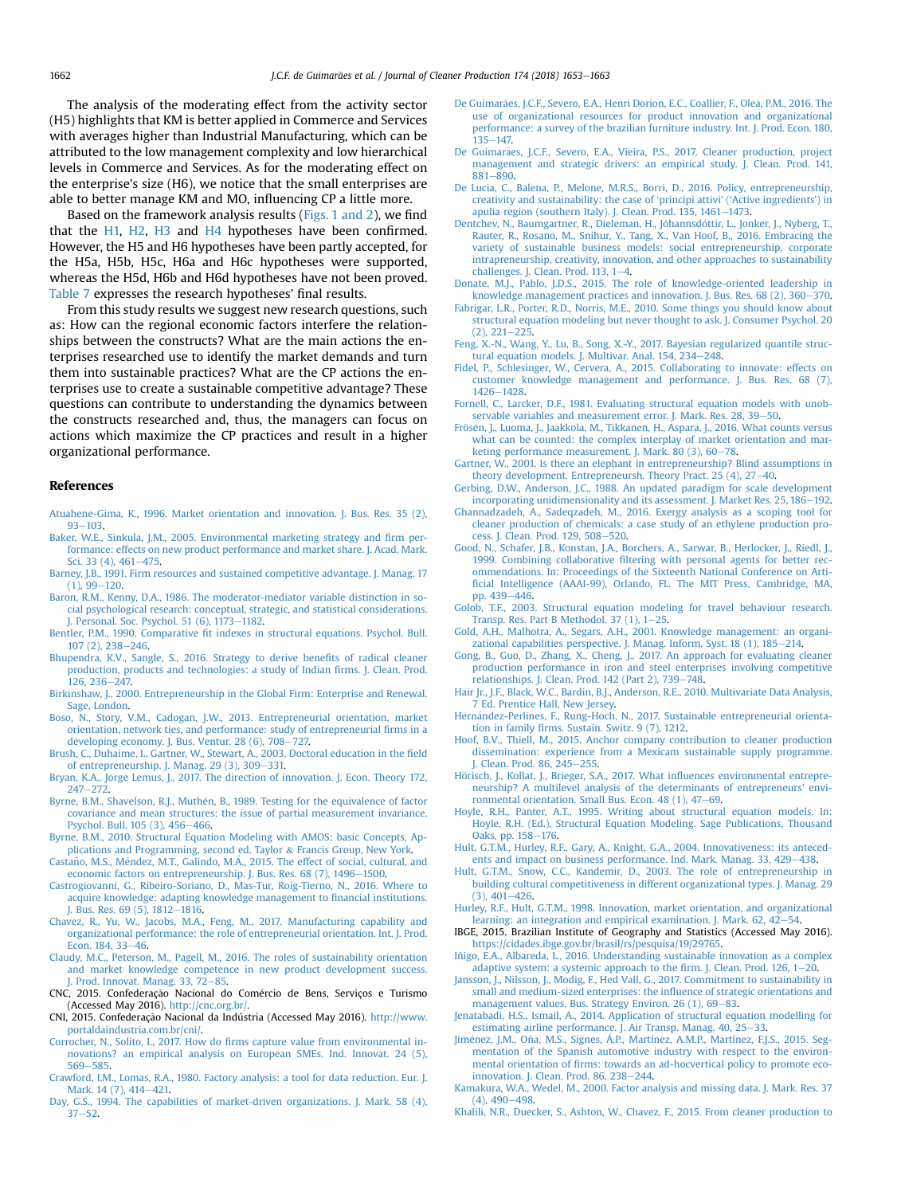The analysis of the moderating effect from the activity sector (H5) highlights that KM is better applied in Commerce and Services with averages higher than Industrial Manufacturing, which can be attributed to the low management complexity and low hierarchical levels in Commerce and Services. As for the moderating effect on the enterprise's size (H6), we notice that the small enterprises are able to better manage KM and MO, influencing CP a little more.

Based on the framework analysis results (Figs. 1 and 2), we find that the H1, H2, H3 and H4 hypotheses have been confirmed. However, the H5 and H6 hypotheses have been partly accepted, for the H5a, H5b, H5c, H6a and H6c hypotheses were supported, whereas the H5d, H6b and H6d hypotheses have not been proved. Table 7 expresses the research hypotheses' final results.

From this study results we suggest new research questions, such as: How can the regional economic factors interfere the relationships between the constructs? What are the main actions the enterprises researched use to identify the market demands and turn them into sustainable practices? What are the CP actions the enterprises use to create a sustainable competitive advantage? These questions can contribute to understanding the dynamics between the constructs researched and, thus, the managers can focus on actions which maximize the CP practices and result in a higher organizational performance.

## References

Atuahene-Gima, K., 1996. Market orientation and innovation. J. Bus. Res. 35 (2), 93–103.

Baker, W.E., Sinkula, J.M., 2005. Environmental marketing strategy and firm performance: effects on new product performance and market share. J. Acad. Mark. Sci. 33 (4), 461–475.

Barney, J.B., 1991. Firm resources and sustained competitive advantage. J. Manag. 17 (1), 99–120.

Baron, R.M., Kenny, D.A., 1986. The moderator-mediator variable distinction in social psychological research: conceptual, strategic, and statistical considerations. J. Personal. Soc. Psychol. 51 (6), 1173–1182.

Bentler, P.M., 1990. Comparative fit indexes in structural equations. Psychol. Bull. 107 (2), 238–246.

Bhupendra, K.V., Sangle, S., 2016. Strategy to derive benefits of radical cleaner production, products and technologies: a study of Indian firms. J. Clean. Prod. 126, 236–247.

Birkinshaw, J., 2000. Entrepreneurship in the Global Firm: Enterprise and Renewal. Sage, London.

Boso, N., Story, V.M., Cadogan, J.W., 2013. Entrepreneurial orientation, market orientation, network ties, and performance: study of entrepreneurial firms in a developing economy. J. Bus. Ventur. 28 (6), 708–727.

Brush, C., Duhaime, I., Gartner, W., Stewart, A., 2003. Doctoral education in the field of entrepreneurship. J. Manag. 29 (3), 309–331.

Bryan, K.A., Jorge Lemus, J., 2017. The direction of innovation. J. Econ. Theory 172, 247–272.

Byrne, B.M., Shavelson, R.J., Muthén, B., 1989. Testing for the equivalence of factor covariance and mean structures: the issue of partial measurement invariance. Psychol. Bull. 105 (3), 456–466.

Byrne, B.M., 2010. Structural Equation Modeling with AMOS: basic Concepts, Applications and Programming, second ed. Taylor & Francis Group, New York.

Castaño, M.S., Méndez, M.T., Galindo, M.Á., 2015. The effect of social, cultural, and economic factors on entrepreneurship. J. Bus. Res. 68 (7), 1496–1500.

Castrogiovanni, G., Ribeiro-Soriano, D., Mas-Tur, Roig-Tierno, N., 2016. Where to acquire knowledge: adapting knowledge management to financial institutions. J. Bus. Res. 69 (5), 1812–1816.

Chavez, R., Yu, W., Jacobs, M.A., Feng, M., 2017. Manufacturing capability and organizational performance: the role of entrepreneurial orientation. Int. J. Prod. Econ. 184, 33–46.

Claudy, M.C., Peterson, M., Pagell, M., 2016. The roles of sustainability orientation and market knowledge competence in new product development success. J. Prod. Innovat. Manag. 33, 72–85.

CNC, 2015. Confederação Nacional do Comércio de Bens, Serviços e Turismo (Accessed May 2016). http://cnc.org.br/.

CNI, 2015. Confederação Nacional da Indústria (Accessed May 2016). http://www.portaldaindustria.com.br/cni/.

Corrocher, N., Solito, I., 2017. How do firms capture value from environmental innovations? an empirical analysis on European SMEs. Ind. Innovat. 24 (5), 569–585.

Crawford, I.M., Lomas, R.A., 1980. Factory analysis: a tool for data reduction. Eur. J. Mark. 14 (7), 414–421.

Day, G.S., 1994. The capabilities of market-driven organizations. J. Mark. 58 (4), 37–52.

De Guimarães, J.C.F., Severo, E.A., Henri Dorion, E.C., Coallier, F., Olea, P.M., 2016. The use of organizational resources for product innovation and organizational performance: a survey of the brazilian furniture industry. Int. J. Prod. Econ. 180, 135–147.

De Guimarães, J.C.F., Severo, E.A., Vieira, P.S., 2017. Cleaner production, project management and strategic drivers: an empirical study. J. Clean. Prod. 141, 881–890.

De Lucia, C., Balena, P., Melone, M.R.S., Borri, D., 2016. Policy, entrepreneurship, creativity and sustainability: the case of 'principi attivi' ('Active ingredients') in apulia region (southern Italy). J. Clean. Prod. 135, 1461–1473.

Dentchev, N., Baumgartner, R., Dieleman, H., Jóhannsdóttir, L., Jonker, J., Nyberg, T., Rauter, R., Rosano, M., Snihur, Y., Tang, X., Van Hoof, B., 2016. Embracing the variety of sustainable business models: social entrepreneurship, corporate intrapreneurship, creativity, innovation, and other approaches to sustainability challenges. J. Clean. Prod. 113, 1–4.

Donate, M.J., Pablo, J.D.S., 2015. The role of knowledge-oriented leadership in knowledge management practices and innovation. J. Bus. Res. 68 (2), 360–370.

Fabrigar, L.R., Porter, R.D., Norris, M.E., 2010. Some things you should know about structural equation modeling but never thought to ask. J. Consumer Psychol. 20 (2), 221–225.

Feng, X.-N., Wang, Y., Lu, B., Song, X.-Y., 2017. Bayesian regularized quantile structural equation models. J. Multivar. Anal. 154, 234–248.

Fidel, P., Schlesinger, W., Cervera, A., 2015. Collaborating to innovate: effects on customer knowledge management and performance. J. Bus. Res. 68 (7), 1426–1428.

Fornell, C., Larcker, D.F., 1981. Evaluating structural equation models with unobservable variables and measurement error. J. Mark. Res. 28, 39–50.

Frösén, J., Luoma, J., Jaakkola, M., Tikkanen, H., Aspara, J., 2016. What counts versus what can be counted: the complex interplay of market orientation and marketing performance measurement. J. Mark. 80 (3), 60–78.

Gartner, W., 2001. Is there an elephant in entrepreneurship? Blind assumptions in theory development. Entrepreneurship. Theory Pract. 25 (4), 27–40.

Gerbing, D.W., Anderson, J.C., 1988. An updated paradigm for scale development incorporating unidimensionality and its assessment. J. Market Res. 25, 186–192.

Ghannadzadeh, A., Sadeqzadeh, M., 2016. Exergy analysis as a scoping tool for cleaner production of chemicals: a case study of an ethylene production process. J. Clean. Prod. 129, 508–520.

Good, N., Schafer, J.B., Konstan, J.A., Borchers, A., Sarwar, B., Herlocker, J., Riedl, J., 1999. Combining collaborative filtering with personal agents for better recommendations. In: Proceedings of the Sixteenth National Conference on Artificial Intelligence (AAAI-99), Orlando, FL. The MIT Press, Cambridge, MA, pp. 439–446.

Golob, T.F., 2003. Structural equation modeling for travel behaviour research. Transp. Res. Part B Methodol. 37 (1), 1–25.

Gold, A.H., Malhotra, A., Segars, A.H., 2001. Knowledge management: an organizational capabilities perspective. J. Manag. Inform. Syst. 18 (1), 185–214.

Gong, B., Guo, D., Zhang, X., Cheng, J., 2017. An approach for evaluating cleaner production performance in iron and steel enterprises involving competitive relationships. J. Clean. Prod. 142 (Part 2), 739–748.

Hair Jr., J.F., Black, W.C., Bardin, B.J., Anderson, R.E., 2010. Multivariate Data Analysis, 7 Ed. Prentice Hall, New Jersey.

Hernández-Perlines, F., Rung-Hoch, N., 2017. Sustainable entrepreneurial orientation in family firms. Sustain. Switz. 9 (7), 1212.

Hoof, B.V., Thiell, M., 2015. Anchor company contribution to cleaner production dissemination: experience from a Mexicam sustainable supply programme. J. Clean. Prod. 86, 245–255.

Hörisch, J., Kollat, J., Brieger, S.A., 2017. What influences environmental entrepreneurship? A multilevel analysis of the determinants of entrepreneurs' environmental orientation. Small Bus. Econ. 48 (1), 47–69.

Hoyle, R.H., Panter, A.T., 1995. Writing about structural equation models. In: Hoyle, R.H. (Ed.), Structural Equation Modeling. Sage Publications, Thousand Oaks, pp. 158–176.

Hult, G.T.M., Hurley, R.F., Gary, A., Knight, G.A., 2004. Innovativeness: its antecedents and impact on business performance. Ind. Mark. Manag. 33, 429–438.

Hult, G.T.M., Snow, C.C., Kandemir, D., 2003. The role of entrepreneurship in building cultural competitiveness in different organizational types. J. Manag. 29 (3), 401–426.

Hurley, R.F., Hult, G.T.M., 1998. Innovation, market orientation, and organizational learning: an integration and empirical examination. J. Mark. 62, 42–54.

IBGE, 2015. Brazilian Institute of Geography and Statistics (Accessed May 2016). https://cidades.ibge.gov.br/brasil/rs/pesquisa/19/29765.

Iñigo, E.A., Albareda, L., 2016. Understanding sustainable innovation as a complex adaptive system: a systemic approach to the firm. J. Clean. Prod. 126, 1–20.

Jansson, J., Nilsson, J., Modig, F., Hed Vall, G., 2017. Commitment to sustainability in small and medium-sized enterprises: the influence of strategic orientations and management values. Bus. Strategy Environ. 26 (1), 69–83.

Jenatabadi, H.S., Ismail, A., 2014. Application of structural equation modelling for estimating airline performance. J. Air Transp. Manag. 40, 25–33.

Jiménez, J.M., Oña, M.S., Signes, Á.P., Martínez, A.M.P., Martínez, F.J.S., 2015. Segmentation of the Spanish automotive industry with respect to the environmental orientation of firms: towards an ad-hocvertical policy to promote eco-innovation. J. Clean. Prod. 86, 238–244.

Kamakura, W.A., Wedel, M., 2000. Factor analysis and missing data. J. Mark. Res. 37 (4), 490–498.

Khalili, N.R., Duecker, S., Ashton, W., Chavez, F., 2015. From cleaner production to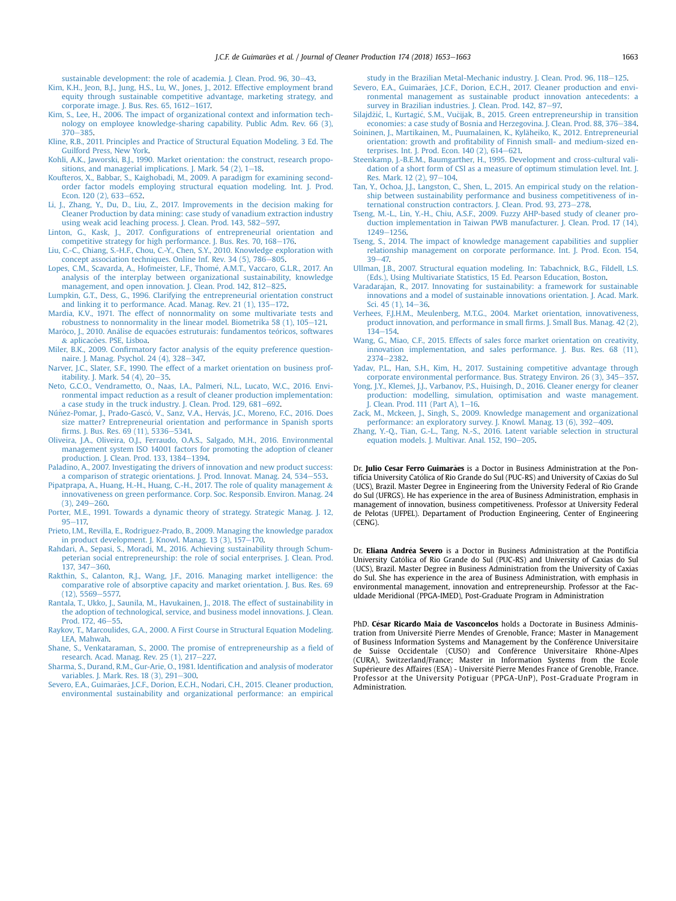sustainable development: the role of academia. J. Clean. Prod. 96, 30–43.

Kim, K.H., Jeon, B.J., Jung, H.S., Lu, W., Jones, J., 2012. Effective employment brand equity through sustainable competitive advantage, marketing strategy, and corporate image. J. Bus. Res. 65, 1612–1617.

Kim, S., Lee, H., 2006. The impact of organizational context and information technology on employee knowledge-sharing capability. Public Adm. Rev. 66 (3), 370–385.

Kline, R.B., 2011. Principles and Practice of Structural Equation Modeling. 3 Ed. The Guilford Press, New York.

Kohli, A.K., Jaworski, B.J., 1990. Market orientation: the construct, research propositions, and managerial implications. J. Mark. 54 (2), 1–18.

Koufteros, X., Babbar, S., Kaighobadi, M., 2009. A paradigm for examining second-order factor models employing structural equation modeling. Int. J. Prod. Econ. 120 (2), 633–652.

Li, J., Zhang, Y., Du, D., Liu, Z., 2017. Improvements in the decision making for Cleaner Production by data mining: case study of vanadium extraction industry using weak acid leaching process. J. Clean. Prod. 143, 582–597.

Linton, G., Kask, J., 2017. Configurations of entrepreneurial orientation and competitive strategy for high performance. J. Bus. Res. 70, 168–176.

Liu, C.-C., Chiang, S.-H.F., Chou, C.-Y., Chen, S.Y., 2010. Knowledge exploration with concept association techniques. Online Inf. Rev. 34 (5), 786–805.

Lopes, C.M., Scavarda, A., Hofmeister, L.F., Thomé, A.M.T., Vaccaro, G.L.R., 2017. An analysis of the interplay between organizational sustainability, knowledge management, and open innovation. J. Clean. Prod. 142, 812–825.

Lumpkin, G.T., Dess, G., 1996. Clarifying the entrepreneurial orientation construct and linking it to performance. Acad. Manag. Rev. 21 (1), 135–172.

Mardia, K.V., 1971. The effect of nonnormality on some multivariate tests and robustness to nonnormality in the linear model. Biometrika 58 (1), 105–121.

Marôco, J., 2010. Análise de equacões estruturais: fundamentos teóricos, softwares & aplicacões. PSE, Lisboa.

Miler, B.K., 2009. Confirmatory factor analysis of the equity preference questionnaire. J. Manag. Psychol. 24 (4), 328–347.

Narver, J.C., Slater, S.F., 1990. The effect of a market orientation on business profitability. J. Mark. 54 (4), 20–35.

Neto, G.C.O., Vendrametto, O., Naas, I.A., Palmeri, N.L., Lucato, W.C., 2016. Environmental impact reduction as a result of cleaner production implementation: a case study in the truck industry. J. Clean. Prod. 129, 681–692.

Núñez-Pomar, J., Prado-Gascó, V., Sanz, V.A., Hervás, J.C., Moreno, F.C., 2016. Does size matter? Entrepreneurial orientation and performance in Spanish sports firms. J. Bus. Res. 69 (11), 5336–5341.

Oliveira, J.A., Oliveira, O.J., Ferraudo, O.A.S., Salgado, M.H., 2016. Environmental management system ISO 14001 factors for promoting the adoption of cleaner production. J. Clean. Prod. 133, 1384–1394.

Paladino, A., 2007. Investigating the drivers of innovation and new product success: a comparison of strategic orientations. J. Prod. Innovat. Manag. 24, 534–553.

Pipatprapa, A., Huang, H.-H., Huang, C.-H., 2017. The role of quality management & innovativeness on green performance. Corp. Soc. Responsib. Environ. Manag. 24 (3), 249–260.

Porter, M.E., 1991. Towards a dynamic theory of strategy. Strategic Manag. J. 12, 95–117.

Prieto, I.M., Revilla, E., Rodriguez-Prado, B., 2009. Managing the knowledge paradox in product development. J. Knowl. Manag. 13 (3), 157–170.

Rahdari, A., Sepasi, S., Moradi, M., 2016. Achieving sustainability through Schumpeterian social entrepreneurship: the role of social enterprises. J. Clean. Prod. 137, 347–360.

Rakthin, S., Calanton, R.J., Wang, J.F., 2016. Managing market intelligence: the comparative role of absorptive capacity and market orientation. J. Bus. Res. 69 (12), 5569–5577.

Rantala, T., Ukko, J., Saunila, M., Havukainen, J., 2018. The effect of sustainability in the adoption of technological, service, and business model innovations. J. Clean. Prod. 172, 46–55.

Raykov, T., Marcoulides, G.A., 2000. A First Course in Structural Equation Modeling. LEA, Mahwah.

Shane, S., Venkataraman, S., 2000. The promise of entrepreneurship as a field of research. Acad. Manag. Rev. 25 (1), 217–227.

Sharma, S., Durand, R.M., Gur-Arie, O., 1981. Identification and analysis of moderator variables. J. Mark. Res. 18 (3), 291–300.

Severo, E.A., Guimarães, J.C.F., Dorion, E.C.H., Nodari, C.H., 2015. Cleaner production, environmental sustainability and organizational performance: an empirical study in the Brazilian Metal-Mechanic industry. J. Clean. Prod. 96, 118–125.

Severo, E.A., Guimarães, J.C.F., Dorion, E.C.H., 2017. Cleaner production and environmental management as sustainable product innovation antecedents: a survey in Brazilian industries. J. Clean. Prod. 142, 87–97.

Silajdžić, I., Kurtagić, S.M., Vućijak, B., 2015. Green entrepreneurship in transition economies: a case study of Bosnia and Herzegovina. J. Clean. Prod. 88, 376–384.

Soininen, J., Martikainen, M., Puumalainen, K., Kyläheiko, K., 2012. Entrepreneurial orientation: growth and profitability of Finnish small- and medium-sized enterprises. Int. J. Prod. Econ. 140 (2), 614–621.

Steenkamp, J.-B.E.M., Baumgarther, H., 1995. Development and cross-cultural validation of a short form of CSI as a measure of optimum stimulation level. Int. J. Res. Mark. 12 (2), 97–104.

Tan, Y., Ochoa, J.J., Langston, C., Shen, L., 2015. An empirical study on the relationship between sustainability performance and business competitiveness of international construction contractors. J. Clean. Prod. 93, 273–278.

Tseng, M.-L., Lin, Y.-H., Chiu, A.S.F., 2009. Fuzzy AHP-based study of cleaner production implementation in Taiwan PWB manufacturer. J. Clean. Prod. 17 (14), 1249–1256.

Tseng, S., 2014. The impact of knowledge management capabilities and supplier relationship management on corporate performance. Int. J. Prod. Econ. 154, 39–47.

Ullman, J.B., 2007. Structural equation modeling. In: Tabachnick, B.G., Fildell, L.S. (Eds.), Using Multivariate Statistics, 15 Ed. Pearson Education, Boston.

Varadarajan, R., 2017. Innovating for sustainability: a framework for sustainable innovations and a model of sustainable innovations orientation. J. Acad. Mark. Sci. 45 (1), 14–36.

Verhees, F.J.H.M., Meulenberg, M.T.G., 2004. Market orientation, innovativeness, product innovation, and performance in small firms. J. Small Bus. Manag. 42 (2), 134–154.

Wang, G., Miao, C.F., 2015. Effects of sales force market orientation on creativity, innovation implementation, and sales performance. J. Bus. Res. 68 (11), 2374–2382.

Yadav, P.L., Han, S.H., Kim, H., 2017. Sustaining competitive advantage through corporate environmental performance. Bus. Strategy Environ. 26 (3), 345–357.

Yong, J.Y., Klemes, J.J., Varbanov, P.S., Huisingh, D., 2016. Cleaner energy for cleaner production: modelling, simulation, optimisation and waste management. J. Clean. Prod. 111 (Part A), 1–16.

Zack, M., Mckeen, J., Singh, S., 2009. Knowledge management and organizational performance: an exploratory survey. J. Knowl. Manag. 13 (6), 392–409.

Zhang, Y.-Q., Tian, G.-L., Tang, N.-S., 2016. Latent variable selection in structural equation models. J. Multivar. Anal. 152, 190–205.

Dr. **Julio Cesar Ferro Guimarães** is a Doctor in Business Administration at the Pontifícia University Católica of Rio Grande do Sul (PUC-RS) and University of Caxias do Sul (UCS), Brazil. Master Degree in Engineering from the University Federal of Rio Grande do Sul (UFRGS). He has experience in the area of Business Administration, emphasis in management of innovation, business competitiveness. Professor at University Federal de Pelotas (UFPEL). Departament of Production Engineering, Center of Engineering (CENG).

Dr. **Eliana Andréa Severo** is a Doctor in Business Administration at the Pontifícia University Católica of Rio Grande do Sul (PUC-RS) and University of Caxias do Sul (UCS), Brazil. Master Degree in Business Administration from the University of Caxias do Sul. She has experience in the area of Business Administration, with emphasis in environmental management, innovation and entrepreneurship. Professor at the Faculdade Meridional (PPGA-IMED), Post-Graduate Program in Administration

PhD. **César Ricardo Maia de Vasconcelos** holds a Doctorate in Business Administration from Université Pierre Mendes of Grenoble, France; Master in Management of Business Information Systems and Management by the Conférence Universitaire de Suisse Occidentale (CUSO) and Conférence Universitaire Rhône-Alpes (CURA), Switzerland/France; Master in Information Systems from the Ecole Supérieure des Affaires (ESA) - Université Pierre Mendes France of Grenoble, France. Professor at the University Potiguar (PPGA-UnP), Post-Graduate Program in Administration.